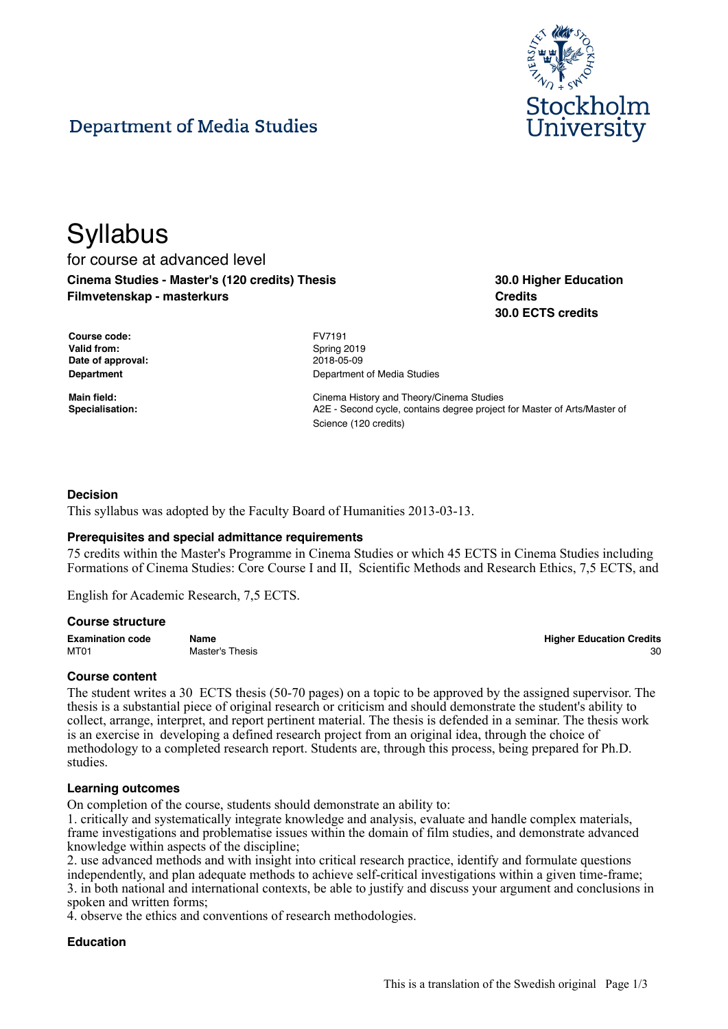Department of Media Studies

# Syllabus

for course at advanced level

**Cinema Studies - Master's (120 credits) Thesis**
**Filmvetenskap - masterkurs**

**30.0 Higher Education Credits**
**30.0 ECTS credits**

| | |
|---|---|
| **Course code:** | FV7191 |
| **Valid from:** | Spring 2019 |
| **Date of approval:** | 2018-05-09 |
| **Department** | Department of Media Studies |
| **Main field:** | Cinema History and Theory/Cinema Studies |
| **Specialisation:** | A2E - Second cycle, contains degree project for Master of Arts/Master of Science (120 credits) |

### Decision

This syllabus was adopted by the Faculty Board of Humanities 2013-03-13.

### Prerequisites and special admittance requirements

75 credits within the Master's Programme in Cinema Studies or which 45 ECTS in Cinema Studies including Formations of Cinema Studies: Core Course I and II, Scientific Methods and Research Ethics, 7,5 ECTS, and

English for Academic Research, 7,5 ECTS.

### Course structure

| Examination code | Name | Higher Education Credits |
|---|---|---|
| MT01 | Master's Thesis | 30 |

### Course content

The student writes a 30 ECTS thesis (50-70 pages) on a topic to be approved by the assigned supervisor. The thesis is a substantial piece of original research or criticism and should demonstrate the student's ability to collect, arrange, interpret, and report pertinent material. The thesis is defended in a seminar. The thesis work is an exercise in developing a defined research project from an original idea, through the choice of methodology to a completed research report. Students are, through this process, being prepared for Ph.D. studies.

### Learning outcomes

On completion of the course, students should demonstrate an ability to:

1. critically and systematically integrate knowledge and analysis, evaluate and handle complex materials, frame investigations and problematise issues within the domain of film studies, and demonstrate advanced knowledge within aspects of the discipline;
2. use advanced methods and with insight into critical research practice, identify and formulate questions independently, and plan adequate methods to achieve self-critical investigations within a given time-frame;
3. in both national and international contexts, be able to justify and discuss your argument and conclusions in spoken and written forms;
4. observe the ethics and conventions of research methodologies.

### Education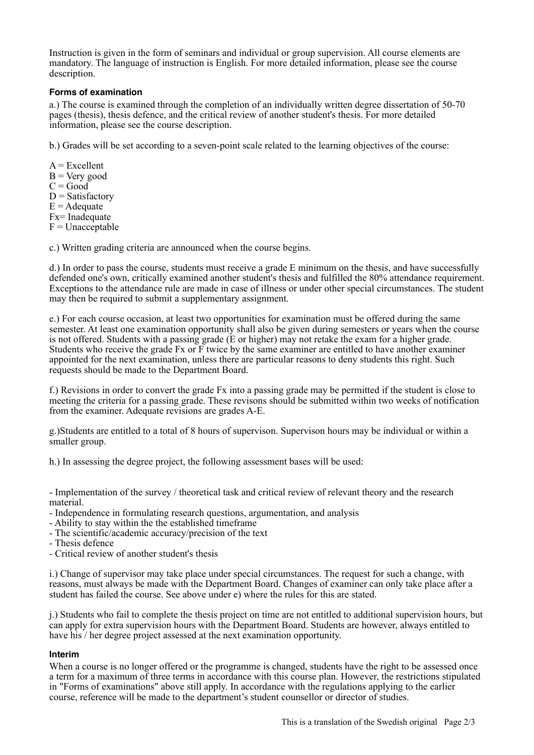Instruction is given in the form of seminars and individual or group supervision. All course elements are mandatory. The language of instruction is English. For more detailed information, please see the course description.

#### Forms of examination

a.) The course is examined through the completion of an individually written degree dissertation of 50-70 pages (thesis), thesis defence, and the critical review of another student's thesis. For more detailed information, please see the course description.

b.) Grades will be set according to a seven-point scale related to the learning objectives of the course:

A = Excellent
B = Very good
C = Good
D = Satisfactory
E = Adequate
Fx= Inadequate
F = Unacceptable

c.) Written grading criteria are announced when the course begins.

d.) In order to pass the course, students must receive a grade E minimum on the thesis, and have successfully defended one's own, critically examined another student's thesis and fulfilled the 80% attendance requirement. Exceptions to the attendance rule are made in case of illness or under other special circumstances. The student may then be required to submit a supplementary assignment.

e.) For each course occasion, at least two opportunities for examination must be offered during the same semester. At least one examination opportunity shall also be given during semesters or years when the course is not offered. Students with a passing grade (E or higher) may not retake the exam for a higher grade. Students who receive the grade Fx or F twice by the same examiner are entitled to have another examiner appointed for the next examination, unless there are particular reasons to deny students this right. Such requests should be made to the Department Board.

f.) Revisions in order to convert the grade Fx into a passing grade may be permitted if the student is close to meeting the criteria for a passing grade. These revisons should be submitted within two weeks of notification from the examiner. Adequate revisions are grades A-E.

g.)Students are entitled to a total of 8 hours of supervison. Supervison hours may be individual or within a smaller group.

h.) In assessing the degree project, the following assessment bases will be used:

- Implementation of the survey / theoretical task and critical review of relevant theory and the research material.
- Independence in formulating research questions, argumentation, and analysis
- Ability to stay within the the established timeframe
- The scientific/academic accuracy/precision of the text
- Thesis defence
- Critical review of another student's thesis

i.) Change of supervisor may take place under special circumstances. The request for such a change, with reasons, must always be made with the Department Board. Changes of examiner can only take place after a student has failed the course. See above under e) where the rules for this are stated.

j.) Students who fail to complete the thesis project on time are not entitled to additional supervision hours, but can apply for extra supervision hours with the Department Board. Students are however, always entitled to have his / her degree project assessed at the next examination opportunity.

#### Interim

When a course is no longer offered or the programme is changed, students have the right to be assessed once a term for a maximum of three terms in accordance with this course plan. However, the restrictions stipulated in "Forms of examinations" above still apply. In accordance with the regulations applying to the earlier course, reference will be made to the department's student counsellor or director of studies.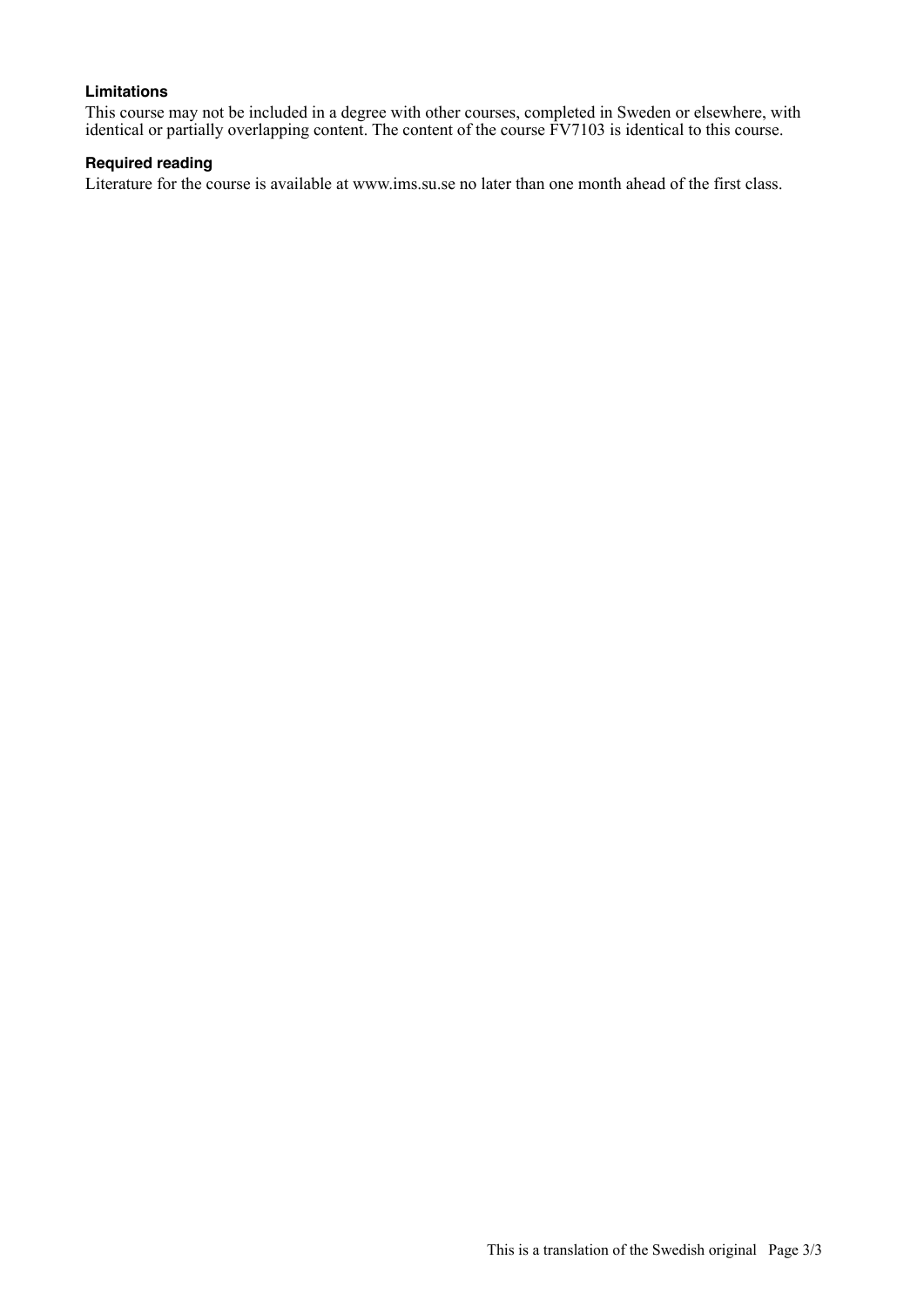### Limitations

This course may not be included in a degree with other courses, completed in Sweden or elsewhere, with identical or partially overlapping content. The content of the course FV7103 is identical to this course.

### Required reading

Literature for the course is available at www.ims.su.se no later than one month ahead of the first class.